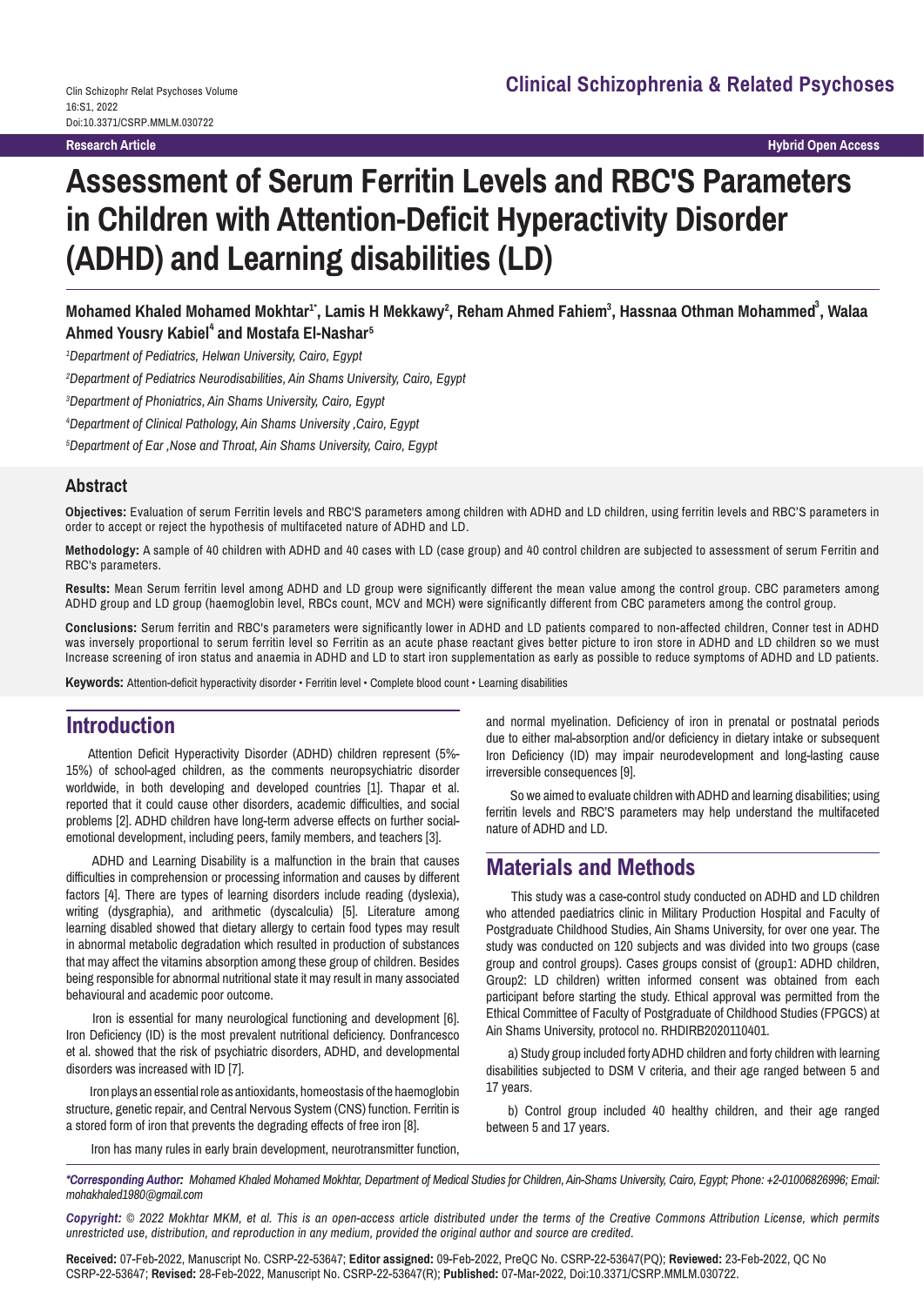# Assessment of Serum Ferritin Levels and RBC'S Parameters in Children with Attention-Deficit Hyperactivity Disorder (ADHD) and Learning disabilities (LD)

**Mohamed Khaled Mohamed Mokhtar[1*], Lamis H Mekkawy[2], Reham Ahmed Fahiem[3], Hassnaa Othman Mohammed[3], Walaa Ahmed Yousry Kabiel[4] and Mostafa El-Nashar[5]**

*[1]Department of Pediatrics, Helwan University, Cairo, Egypt*

*[2]Department of Pediatrics Neurodisabilities, Ain Shams University, Cairo, Egypt*

*[3]Department of Phoniatrics, Ain Shams University, Cairo, Egypt*

*[4]Department of Clinical Pathology, Ain Shams University ,Cairo, Egypt*

*[5]Department of Ear ,Nose and Throat, Ain Shams University, Cairo, Egypt*

## Abstract

**Objectives:** Evaluation of serum Ferritin levels and RBC'S parameters among children with ADHD and LD children, using ferritin levels and RBC'S parameters in order to accept or reject the hypothesis of multifaceted nature of ADHD and LD.

**Methodology:** A sample of 40 children with ADHD and 40 cases with LD (case group) and 40 control children are subjected to assessment of serum Ferritin and RBC's parameters.

**Results:** Mean Serum ferritin level among ADHD and LD group were significantly different the mean value among the control group. CBC parameters among ADHD group and LD group (haemoglobin level, RBCs count, MCV and MCH) were significantly different from CBC parameters among the control group.

**Conclusions:** Serum ferritin and RBC's parameters were significantly lower in ADHD and LD patients compared to non-affected children, Conner test in ADHD was inversely proportional to serum ferritin level so Ferritin as an acute phase reactant gives better picture to iron store in ADHD and LD children so we must Increase screening of iron status and anaemia in ADHD and LD to start iron supplementation as early as possible to reduce symptoms of ADHD and LD patients.

**Keywords:** Attention-deficit hyperactivity disorder • Ferritin level • Complete blood count • Learning disabilities

## Introduction

Attention Deficit Hyperactivity Disorder (ADHD) children represent (5%-15%) of school-aged children, as the comments neuropsychiatric disorder worldwide, in both developing and developed countries [1]. Thapar et al. reported that it could cause other disorders, academic difficulties, and social problems [2]. ADHD children have long-term adverse effects on further social-emotional development, including peers, family members, and teachers [3].

ADHD and Learning Disability is a malfunction in the brain that causes difficulties in comprehension or processing information and causes by different factors [4]. There are types of learning disorders include reading (dyslexia), writing (dysgraphia), and arithmetic (dyscalculia) [5]. Literature among learning disabled showed that dietary allergy to certain food types may result in abnormal metabolic degradation which resulted in production of substances that may affect the vitamins absorption among these group of children. Besides being responsible for abnormal nutritional state it may result in many associated behavioural and academic poor outcome.

Iron is essential for many neurological functioning and development [6]. Iron Deficiency (ID) is the most prevalent nutritional deficiency. Donfrancesco et al. showed that the risk of psychiatric disorders, ADHD, and developmental disorders was increased with ID [7].

Iron plays an essential role as antioxidants, homeostasis of the haemoglobin structure, genetic repair, and Central Nervous System (CNS) function. Ferritin is a stored form of iron that prevents the degrading effects of free iron [8].

Iron has many rules in early brain development, neurotransmitter function, and normal myelination. Deficiency of iron in prenatal or postnatal periods due to either mal-absorption and/or deficiency in dietary intake or subsequent Iron Deficiency (ID) may impair neurodevelopment and long-lasting cause irreversible consequences [9].

So we aimed to evaluate children with ADHD and learning disabilities; using ferritin levels and RBC'S parameters may help understand the multifaceted nature of ADHD and LD.

## Materials and Methods

This study was a case-control study conducted on ADHD and LD children who attended paediatrics clinic in Military Production Hospital and Faculty of Postgraduate Childhood Studies, Ain Shams University, for over one year. The study was conducted on 120 subjects and was divided into two groups (case group and control groups). Cases groups consist of (group1: ADHD children, Group2: LD children) written informed consent was obtained from each participant before starting the study. Ethical approval was permitted from the Ethical Committee of Faculty of Postgraduate of Childhood Studies (FPGCS) at Ain Shams University, protocol no. RHDIRB2020110401.

a) Study group included forty ADHD children and forty children with learning disabilities subjected to DSM V criteria, and their age ranged between 5 and 17 years.

b) Control group included 40 healthy children, and their age ranged between 5 and 17 years.

*\*Corresponding Author: Mohamed Khaled Mohamed Mokhtar, Department of Medical Studies for Children, Ain-Shams University, Cairo, Egypt; Phone: +2-01006826996; Email: mohakhaled1980@gmail.com*

*Copyright: © 2022 Mokhtar MKM, et al. This is an open-access article distributed under the terms of the Creative Commons Attribution License, which permits unrestricted use, distribution, and reproduction in any medium, provided the original author and source are credited.*

**Received:** 07-Feb-2022, Manuscript No. CSRP-22-53647; **Editor assigned:** 09-Feb-2022, PreQC No. CSRP-22-53647(PQ); **Reviewed:** 23-Feb-2022, QC No CSRP-22-53647; **Revised:** 28-Feb-2022, Manuscript No. CSRP-22-53647(R); **Published:** 07-Mar-2022, Doi:10.3371/CSRP.MMLM.030722.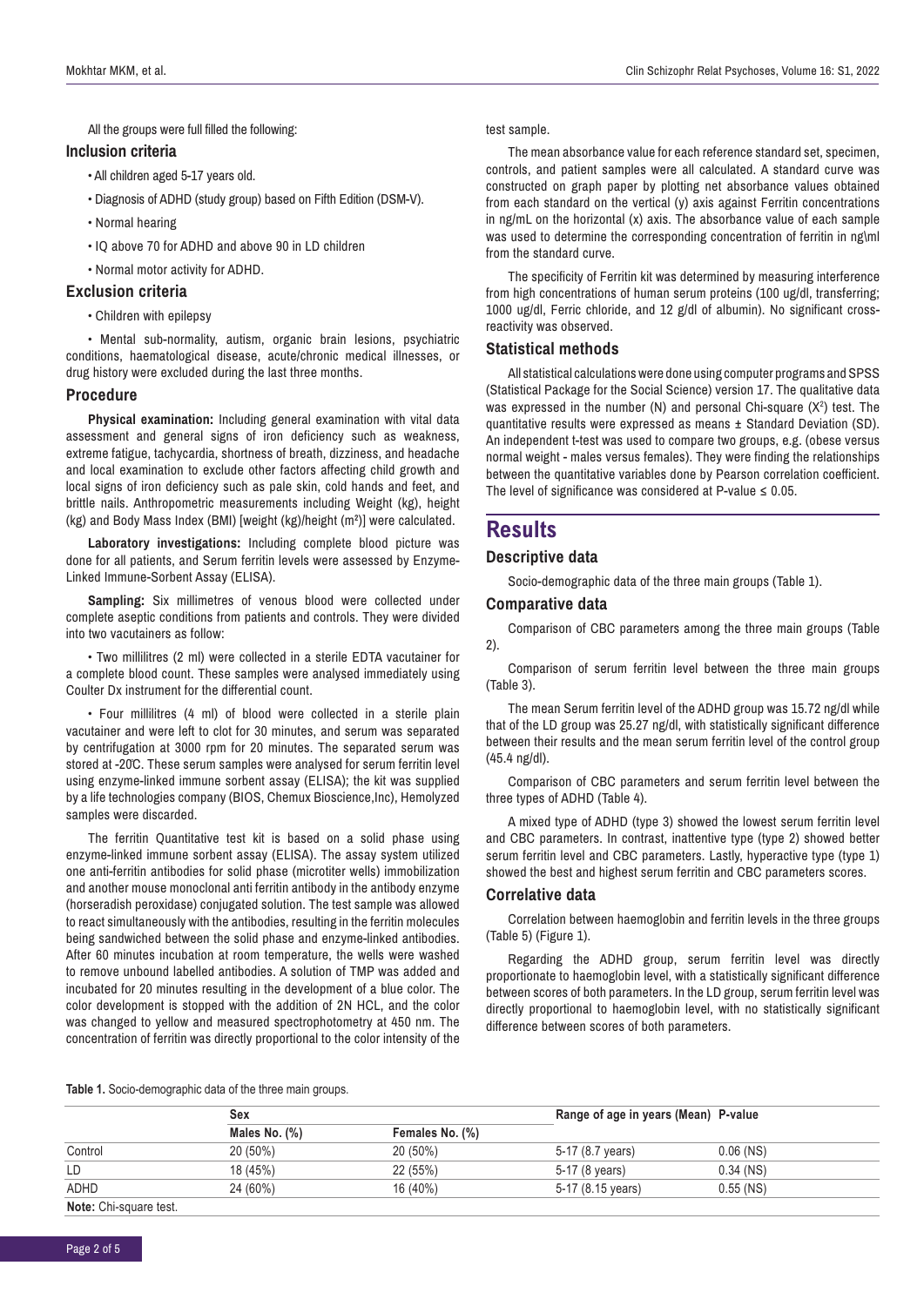All the groups were full filled the following:

### Inclusion criteria

- All children aged 5-17 years old.
- Diagnosis of ADHD (study group) based on Fifth Edition (DSM-V).
- Normal hearing
- IQ above 70 for ADHD and above 90 in LD children
- Normal motor activity for ADHD.

### Exclusion criteria

- Children with epilepsy
- Mental sub-normality, autism, organic brain lesions, psychiatric conditions, haematological disease, acute/chronic medical illnesses, or drug history were excluded during the last three months.

### Procedure

**Physical examination:** Including general examination with vital data assessment and general signs of iron deficiency such as weakness, extreme fatigue, tachycardia, shortness of breath, dizziness, and headache and local examination to exclude other factors affecting child growth and local signs of iron deficiency such as pale skin, cold hands and feet, and brittle nails. Anthropometric measurements including Weight (kg), height (kg) and Body Mass Index (BMI) [weight (kg)/height ($m^2$)] were calculated.

**Laboratory investigations:** Including complete blood picture was done for all patients, and Serum ferritin levels were assessed by Enzyme-Linked Immune-Sorbent Assay (ELISA).

**Sampling:** Six millimetres of venous blood were collected under complete aseptic conditions from patients and controls. They were divided into two vacutainers as follow:

- Two millilitres (2 ml) were collected in a sterile EDTA vacutainer for a complete blood count. These samples were analysed immediately using Coulter Dx instrument for the differential count.
- Four millilitres (4 ml) of blood were collected in a sterile plain vacutainer and were left to clot for 30 minutes, and serum was separated by centrifugation at 3000 rpm for 20 minutes. The separated serum was stored at -20C. These serum samples were analysed for serum ferritin level using enzyme-linked immune sorbent assay (ELISA); the kit was supplied by a life technologies company (BIOS, Chemux Bioscience,Inc), Hemolyzed samples were discarded.

The ferritin Quantitative test kit is based on a solid phase using enzyme-linked immune sorbent assay (ELISA). The assay system utilized one anti-ferritin antibodies for solid phase (microtiter wells) immobilization and another mouse monoclonal anti ferritin antibody in the antibody enzyme (horseradish peroxidase) conjugated solution. The test sample was allowed to react simultaneously with the antibodies, resulting in the ferritin molecules being sandwiched between the solid phase and enzyme-linked antibodies. After 60 minutes incubation at room temperature, the wells were washed to remove unbound labelled antibodies. A solution of TMP was added and incubated for 20 minutes resulting in the development of a blue color. The color development is stopped with the addition of 2N HCL, and the color was changed to yellow and measured spectrophotometry at 450 nm. The concentration of ferritin was directly proportional to the color intensity of the test sample.

The mean absorbance value for each reference standard set, specimen, controls, and patient samples were all calculated. A standard curve was constructed on graph paper by plotting net absorbance values obtained from each standard on the vertical (y) axis against Ferritin concentrations in ng/mL on the horizontal (x) axis. The absorbance value of each sample was used to determine the corresponding concentration of ferritin in ng\ml from the standard curve.

The specificity of Ferritin kit was determined by measuring interference from high concentrations of human serum proteins (100 ug/dl, transferring; 1000 ug/dl, Ferric chloride, and 12 g/dl of albumin). No significant cross-reactivity was observed.

### Statistical methods

All statistical calculations were done using computer programs and SPSS (Statistical Package for the Social Science) version 17. The qualitative data was expressed in the number (N) and personal Chi-square ($X^2$) test. The quantitative results were expressed as means ± Standard Deviation (SD). An independent t-test was used to compare two groups, e.g. (obese versus normal weight - males versus females). They were finding the relationships between the quantitative variables done by Pearson correlation coefficient. The level of significance was considered at P-value ≤ 0.05.

## Results

### Descriptive data

Socio-demographic data of the three main groups (Table 1).

### Comparative data

Comparison of CBC parameters among the three main groups (Table 2).

Comparison of serum ferritin level between the three main groups (Table 3).

The mean Serum ferritin level of the ADHD group was 15.72 ng/dl while that of the LD group was 25.27 ng/dl, with statistically significant difference between their results and the mean serum ferritin level of the control group (45.4 ng/dl).

Comparison of CBC parameters and serum ferritin level between the three types of ADHD (Table 4).

A mixed type of ADHD (type 3) showed the lowest serum ferritin level and CBC parameters. In contrast, inattentive type (type 2) showed better serum ferritin level and CBC parameters. Lastly, hyperactive type (type 1) showed the best and highest serum ferritin and CBC parameters scores.

### Correlative data

Correlation between haemoglobin and ferritin levels in the three groups (Table 5) (Figure 1).

Regarding the ADHD group, serum ferritin level was directly proportionate to haemoglobin level, with a statistically significant difference between scores of both parameters. In the LD group, serum ferritin level was directly proportional to haemoglobin level, with no statistically significant difference between scores of both parameters.

**Table 1.** Socio-demographic data of the three main groups.

| | Sex | | Range of age in years (Mean) | P-value |
|---|---|---|---|---|
| | Males No. (%) | Females No. (%) | | |
| Control | 20 (50%) | 20 (50%) | 5-17 (8.7 years) | 0.06 (NS) |
| LD | 18 (45%) | 22 (55%) | 5-17 (8 years) | 0.34 (NS) |
| ADHD | 24 (60%) | 16 (40%) | 5-17 (8.15 years) | 0.55 (NS) |

**Note:** Chi-square test.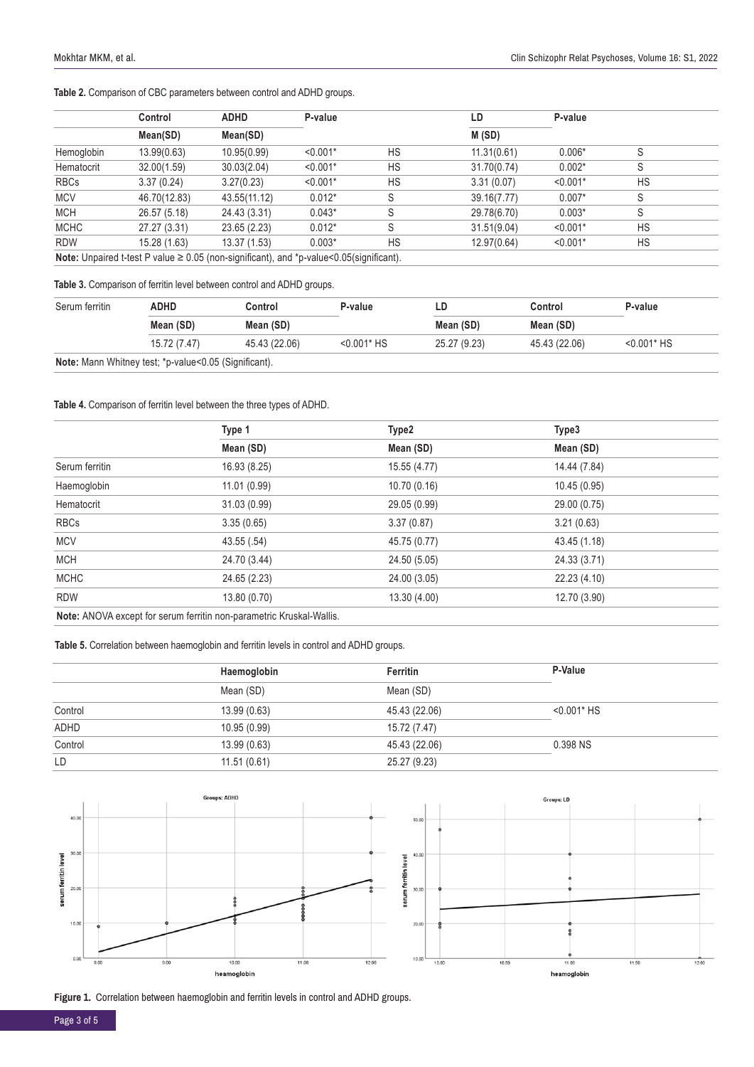**Table 2.** Comparison of CBC parameters between control and ADHD groups.

| | Control | ADHD | P-value | | LD | P-value | |
|---|---|---|---|---|---|---|---|
| | Mean(SD) | Mean(SD) | | | M (SD) | | |
| Hemoglobin | 13.99(0.63) | 10.95(0.99) | <0.001* | HS | 11.31(0.61) | 0.006* | S |
| Hematocrit | 32.00(1.59) | 30.03(2.04) | <0.001* | HS | 31.70(0.74) | 0.002* | S |
| RBCs | 3.37 (0.24) | 3.27(0.23) | <0.001* | HS | 3.31 (0.07) | <0.001* | HS |
| MCV | 46.70(12.83) | 43.55(11.12) | 0.012* | S | 39.16(7.77) | 0.007* | S |
| MCH | 26.57 (5.18) | 24.43 (3.31) | 0.043* | S | 29.78(6.70) | 0.003* | S |
| MCHC | 27.27 (3.31) | 23.65 (2.23) | 0.012* | S | 31.51(9.04) | <0.001* | HS |
| RDW | 15.28 (1.63) | 13.37 (1.53) | 0.003* | HS | 12.97(0.64) | <0.001* | HS |

**Note:** Unpaired t-test P value ≥ 0.05 (non-significant), and *p-value<0.05(significant).

**Table 3.** Comparison of ferritin level between control and ADHD groups.

| Serum ferritin | ADHD | Control | P-value | LD | Control | P-value |
|---|---|---|---|---|---|---|
| | Mean (SD) | Mean (SD) | | Mean (SD) | Mean (SD) | |
| | 15.72 (7.47) | 45.43 (22.06) | <0.001* HS | 25.27 (9.23) | 45.43 (22.06) | <0.001* HS |

**Note:** Mann Whitney test; *p-value<0.05 (Significant).

**Table 4.** Comparison of ferritin level between the three types of ADHD.

| | Type 1 | Type2 | Type3 |
|---|---|---|---|
| | Mean (SD) | Mean (SD) | Mean (SD) |
| Serum ferritin | 16.93 (8.25) | 15.55 (4.77) | 14.44 (7.84) |
| Haemoglobin | 11.01 (0.99) | 10.70 (0.16) | 10.45 (0.95) |
| Hematocrit | 31.03 (0.99) | 29.05 (0.99) | 29.00 (0.75) |
| RBCs | 3.35 (0.65) | 3.37 (0.87) | 3.21 (0.63) |
| MCV | 43.55 (.54) | 45.75 (0.77) | 43.45 (1.18) |
| MCH | 24.70 (3.44) | 24.50 (5.05) | 24.33 (3.71) |
| MCHC | 24.65 (2.23) | 24.00 (3.05) | 22.23 (4.10) |
| RDW | 13.80 (0.70) | 13.30 (4.00) | 12.70 (3.90) |

**Note:** ANOVA except for serum ferritin non-parametric Kruskal-Wallis.

**Table 5.** Correlation between haemoglobin and ferritin levels in control and ADHD groups.

| | Haemoglobin | Ferritin | P-Value |
|---|---|---|---|
| | Mean (SD) | Mean (SD) | |
| Control | 13.99 (0.63) | 45.43 (22.06) | <0.001* HS |
| ADHD | 10.95 (0.99) | 15.72 (7.47) | |
| Control | 13.99 (0.63) | 45.43 (22.06) | 0.398 NS |
| LD | 11.51 (0.61) | 25.27 (9.23) | |

**Figure 1.** Correlation between haemoglobin and ferritin levels in control and ADHD groups.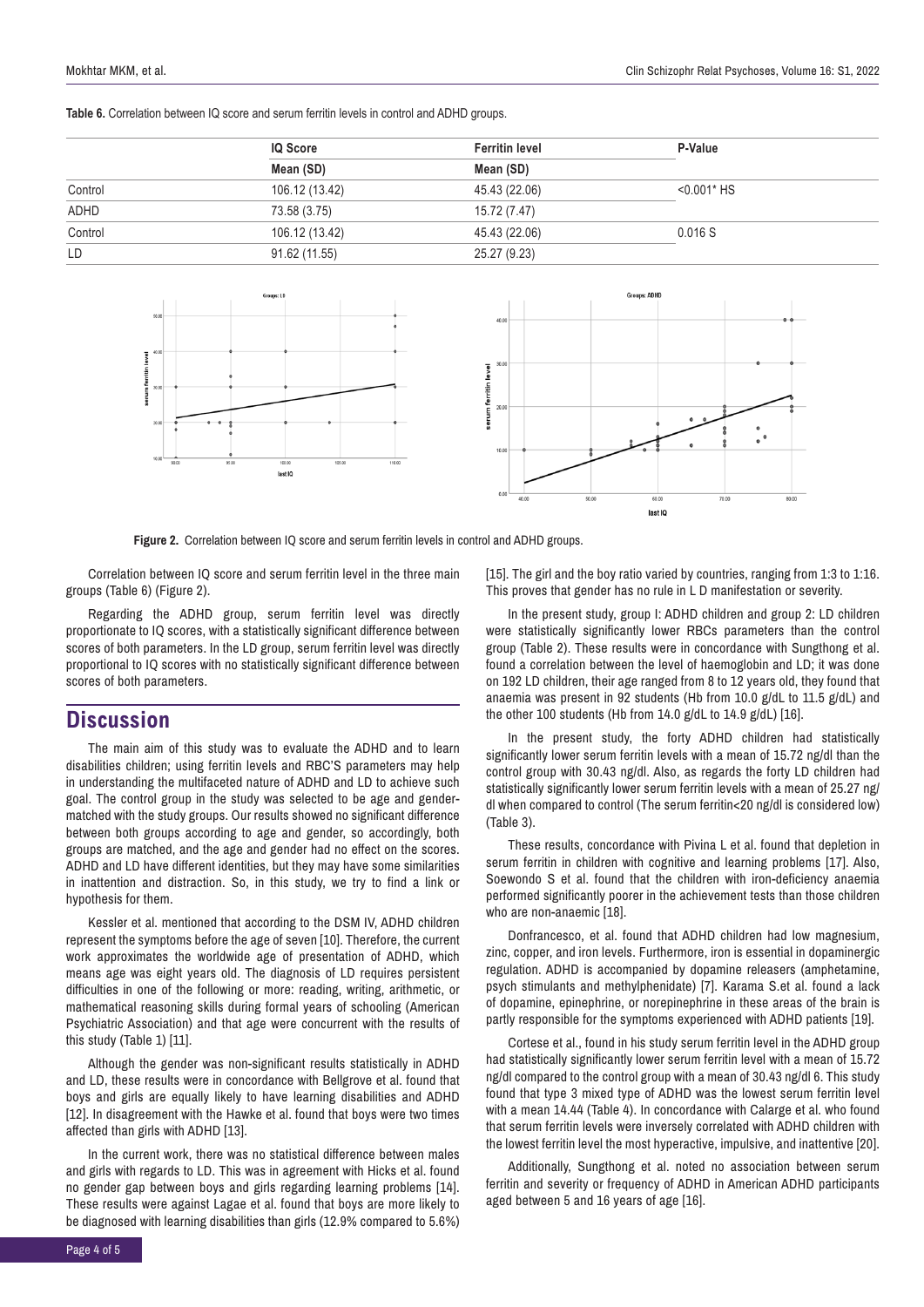**Table 6.** Correlation between IQ score and serum ferritin levels in control and ADHD groups.

| | IQ Score | Ferritin level | P-Value |
|---|---|---|---|
| | Mean (SD) | Mean (SD) | |
| Control | 106.12 (13.42) | 45.43 (22.06) | <0.001* HS |
| ADHD | 73.58 (3.75) | 15.72 (7.47) | |
| Control | 106.12 (13.42) | 45.43 (22.06) | 0.016 S |
| LD | 91.62 (11.55) | 25.27 (9.23) | |

**Figure 2.** Correlation between IQ score and serum ferritin levels in control and ADHD groups.

Correlation between IQ score and serum ferritin level in the three main groups (Table 6) (Figure 2).

Regarding the ADHD group, serum ferritin level was directly proportionate to IQ scores, with a statistically significant difference between scores of both parameters. In the LD group, serum ferritin level was directly proportional to IQ scores with no statistically significant difference between scores of both parameters.

## Discussion

The main aim of this study was to evaluate the ADHD and to learn disabilities children; using ferritin levels and RBC'S parameters may help in understanding the multifaceted nature of ADHD and LD to achieve such goal. The control group in the study was selected to be age and gender-matched with the study groups. Our results showed no significant difference between both groups according to age and gender, so accordingly, both groups are matched, and the age and gender had no effect on the scores. ADHD and LD have different identities, but they may have some similarities in inattention and distraction. So, in this study, we try to find a link or hypothesis for them.

Kessler et al. mentioned that according to the DSM IV, ADHD children represent the symptoms before the age of seven [10]. Therefore, the current work approximates the worldwide age of presentation of ADHD, which means age was eight years old. The diagnosis of LD requires persistent difficulties in one of the following or more: reading, writing, arithmetic, or mathematical reasoning skills during formal years of schooling (American Psychiatric Association) and that age were concurrent with the results of this study (Table 1) [11].

Although the gender was non-significant results statistically in ADHD and LD, these results were in concordance with Bellgrove et al. found that boys and girls are equally likely to have learning disabilities and ADHD [12]. In disagreement with the Hawke et al. found that boys were two times affected than girls with ADHD [13].

In the current work, there was no statistical difference between males and girls with regards to LD. This was in agreement with Hicks et al. found no gender gap between boys and girls regarding learning problems [14]. These results were against Lagae et al. found that boys are more likely to be diagnosed with learning disabilities than girls (12.9% compared to 5.6%) [15]. The girl and the boy ratio varied by countries, ranging from 1:3 to 1:16. This proves that gender has no rule in L D manifestation or severity.

In the present study, group I: ADHD children and group 2: LD children were statistically significantly lower RBCs parameters than the control group (Table 2). These results were in concordance with Sungthong et al. found a correlation between the level of haemoglobin and LD; it was done on 192 LD children, their age ranged from 8 to 12 years old, they found that anaemia was present in 92 students (Hb from 10.0 g/dL to 11.5 g/dL) and the other 100 students (Hb from 14.0 g/dL to 14.9 g/dL) [16].

In the present study, the forty ADHD children had statistically significantly lower serum ferritin levels with a mean of 15.72 ng/dl than the control group with 30.43 ng/dl. Also, as regards the forty LD children had statistically significantly lower serum ferritin levels with a mean of 25.27 ng/dl when compared to control (The serum ferritin<20 ng/dl is considered low) (Table 3).

These results, concordance with Pivina L et al. found that depletion in serum ferritin in children with cognitive and learning problems [17]. Also, Soewondo S et al. found that the children with iron-deficiency anaemia performed significantly poorer in the achievement tests than those children who are non-anaemic [18].

Donfrancesco, et al. found that ADHD children had low magnesium, zinc, copper, and iron levels. Furthermore, iron is essential in dopaminergic regulation. ADHD is accompanied by dopamine releasers (amphetamine, psych stimulants and methylphenidate) [7]. Karama S.et al. found a lack of dopamine, epinephrine, or norepinephrine in these areas of the brain is partly responsible for the symptoms experienced with ADHD patients [19].

Cortese et al., found in his study serum ferritin level in the ADHD group had statistically significantly lower serum ferritin level with a mean of 15.72 ng/dl compared to the control group with a mean of 30.43 ng/dl 6. This study found that type 3 mixed type of ADHD was the lowest serum ferritin level with a mean 14.44 (Table 4). In concordance with Calarge et al. who found that serum ferritin levels were inversely correlated with ADHD children with the lowest ferritin level the most hyperactive, impulsive, and inattentive [20].

Additionally, Sungthong et al. noted no association between serum ferritin and severity or frequency of ADHD in American ADHD participants aged between 5 and 16 years of age [16].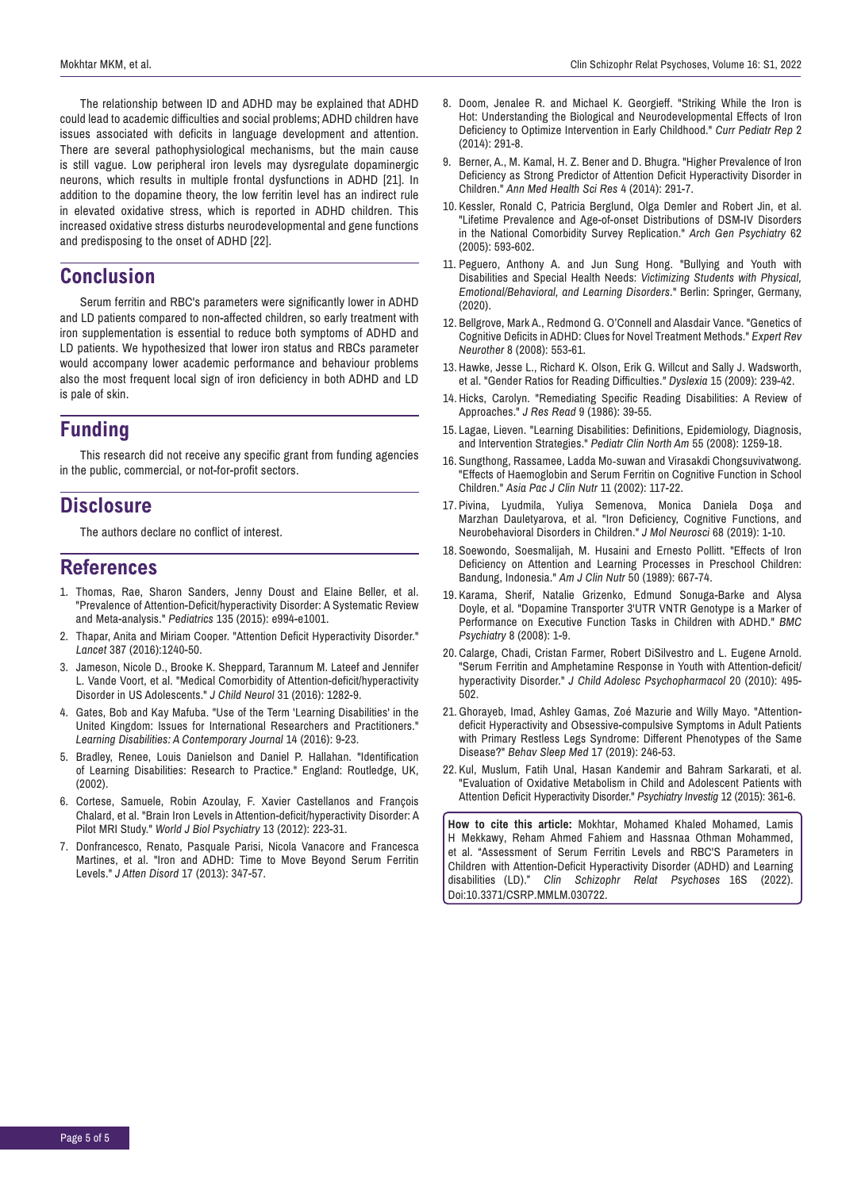The relationship between ID and ADHD may be explained that ADHD could lead to academic difficulties and social problems; ADHD children have issues associated with deficits in language development and attention. There are several pathophysiological mechanisms, but the main cause is still vague. Low peripheral iron levels may dysregulate dopaminergic neurons, which results in multiple frontal dysfunctions in ADHD [21]. In addition to the dopamine theory, the low ferritin level has an indirect rule in elevated oxidative stress, which is reported in ADHD children. This increased oxidative stress disturbs neurodevelopmental and gene functions and predisposing to the onset of ADHD [22].

## Conclusion

Serum ferritin and RBC's parameters were significantly lower in ADHD and LD patients compared to non-affected children, so early treatment with iron supplementation is essential to reduce both symptoms of ADHD and LD patients. We hypothesized that lower iron status and RBCs parameter would accompany lower academic performance and behaviour problems also the most frequent local sign of iron deficiency in both ADHD and LD is pale of skin.

## Funding

This research did not receive any specific grant from funding agencies in the public, commercial, or not-for-profit sectors.

## Disclosure

The authors declare no conflict of interest.

## References

1. Thomas, Rae, Sharon Sanders, Jenny Doust and Elaine Beller, et al. "Prevalence of Attention-Deficit/hyperactivity Disorder: A Systematic Review and Meta-analysis." *Pediatrics* 135 (2015): e994-e1001.
2. Thapar, Anita and Miriam Cooper. "Attention Deficit Hyperactivity Disorder." *Lancet* 387 (2016):1240-50.
3. Jameson, Nicole D., Brooke K. Sheppard, Tarannum M. Lateef and Jennifer L. Vande Voort, et al. "Medical Comorbidity of Attention-deficit/hyperactivity Disorder in US Adolescents." *J Child Neurol* 31 (2016): 1282-9.
4. Gates, Bob and Kay Mafuba. "Use of the Term 'Learning Disabilities' in the United Kingdom: Issues for International Researchers and Practitioners." *Learning Disabilities: A Contemporary Journal* 14 (2016): 9-23.
5. Bradley, Renee, Louis Danielson and Daniel P. Hallahan. "Identification of Learning Disabilities: Research to Practice." England: Routledge, UK, (2002).
6. Cortese, Samuele, Robin Azoulay, F. Xavier Castellanos and François Chalard, et al. "Brain Iron Levels in Attention-deficit/hyperactivity Disorder: A Pilot MRI Study." *World J Biol Psychiatry* 13 (2012): 223-31.
7. Donfrancesco, Renato, Pasquale Parisi, Nicola Vanacore and Francesca Martines, et al. "Iron and ADHD: Time to Move Beyond Serum Ferritin Levels." *J Atten Disord* 17 (2013): 347-57.
8. Doom, Jenalee R. and Michael K. Georgieff. "Striking While the Iron is Hot: Understanding the Biological and Neurodevelopmental Effects of Iron Deficiency to Optimize Intervention in Early Childhood." *Curr Pediatr Rep* 2 (2014): 291-8.
9. Berner, A., M. Kamal, H. Z. Bener and D. Bhugra. "Higher Prevalence of Iron Deficiency as Strong Predictor of Attention Deficit Hyperactivity Disorder in Children." *Ann Med Health Sci Res* 4 (2014): 291-7.
10. Kessler, Ronald C, Patricia Berglund, Olga Demler and Robert Jin, et al. "Lifetime Prevalence and Age-of-onset Distributions of DSM-IV Disorders in the National Comorbidity Survey Replication." *Arch Gen Psychiatry* 62 (2005): 593-602.
11. Peguero, Anthony A. and Jun Sung Hong. "Bullying and Youth with Disabilities and Special Health Needs: *Victimizing Students with Physical, Emotional/Behavioral, and Learning Disorders*." Berlin: Springer, Germany, (2020).
12. Bellgrove, Mark A., Redmond G. O'Connell and Alasdair Vance. "Genetics of Cognitive Deficits in ADHD: Clues for Novel Treatment Methods." *Expert Rev Neurother* 8 (2008): 553-61.
13. Hawke, Jesse L., Richard K. Olson, Erik G. Willcut and Sally J. Wadsworth, et al. "Gender Ratios for Reading Difficulties." *Dyslexia* 15 (2009): 239-42.
14. Hicks, Carolyn. "Remediating Specific Reading Disabilities: A Review of Approaches." *J Res Read* 9 (1986): 39-55.
15. Lagae, Lieven. "Learning Disabilities: Definitions, Epidemiology, Diagnosis, and Intervention Strategies." *Pediatr Clin North Am* 55 (2008): 1259-18.
16. Sungthong, Rassamee, Ladda Mo-suwan and Virasakdi Chongsuvivatwong. "Effects of Haemoglobin and Serum Ferritin on Cognitive Function in School Children." *Asia Pac J Clin Nutr* 11 (2002): 117-22.
17. Pivina, Lyudmila, Yuliya Semenova, Monica Daniela Doşa and Marzhan Dauletyarova, et al. "Iron Deficiency, Cognitive Functions, and Neurobehavioral Disorders in Children." *J Mol Neurosci* 68 (2019): 1-10.
18. Soewondo, Soesmalijah, M. Husaini and Ernesto Pollitt. "Effects of Iron Deficiency on Attention and Learning Processes in Preschool Children: Bandung, Indonesia." *Am J Clin Nutr* 50 (1989): 667-74.
19. Karama, Sherif, Natalie Grizenko, Edmund Sonuga-Barke and Alysa Doyle, et al. "Dopamine Transporter 3'UTR VNTR Genotype is a Marker of Performance on Executive Function Tasks in Children with ADHD." *BMC Psychiatry* 8 (2008): 1-9.
20. Calarge, Chadi, Cristan Farmer, Robert DiSilvestro and L. Eugene Arnold. "Serum Ferritin and Amphetamine Response in Youth with Attention-deficit/hyperactivity Disorder." *J Child Adolesc Psychopharmacol* 20 (2010): 495-502.
21. Ghorayeb, Imad, Ashley Gamas, Zoé Mazurie and Willy Mayo. "Attention-deficit Hyperactivity and Obsessive-compulsive Symptoms in Adult Patients with Primary Restless Legs Syndrome: Different Phenotypes of the Same Disease?" *Behav Sleep Med* 17 (2019): 246-53.
22. Kul, Muslum, Fatih Unal, Hasan Kandemir and Bahram Sarkarati, et al. "Evaluation of Oxidative Metabolism in Child and Adolescent Patients with Attention Deficit Hyperactivity Disorder." *Psychiatry Investig* 12 (2015): 361-6.

**How to cite this article:** Mokhtar, Mohamed Khaled Mohamed, Lamis H Mekkawy, Reham Ahmed Fahiem and Hassnaa Othman Mohammed, et al. "Assessment of Serum Ferritin Levels and RBC'S Parameters in Children with Attention-Deficit Hyperactivity Disorder (ADHD) and Learning disabilities (LD)." *Clin Schizophr Relat Psychoses* 16S (2022). Doi:10.3371/CSRP.MMLM.030722.